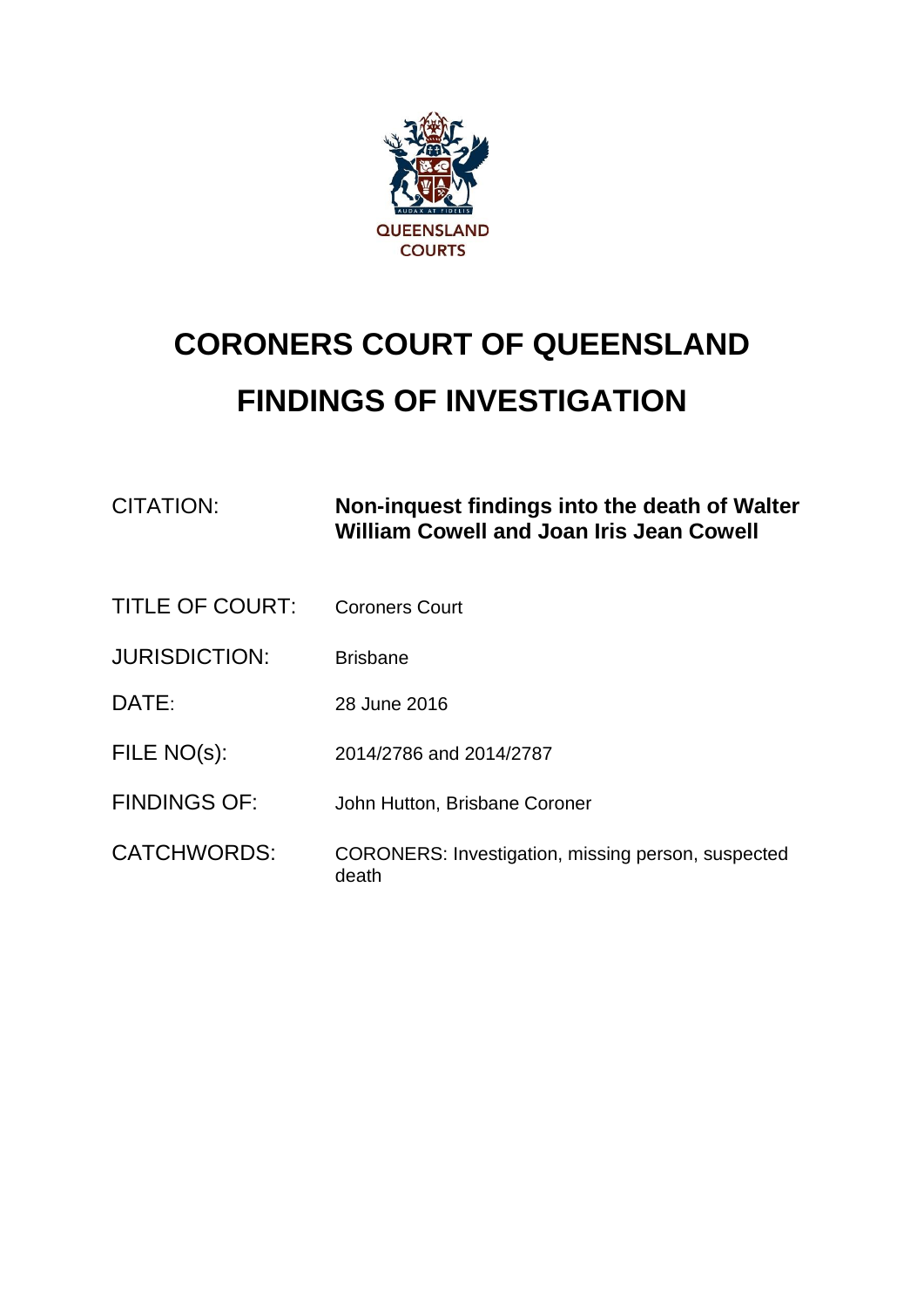QUEENSLAND COURTS

# CORONERS COURT OF QUEENSLAND

# FINDINGS OF INVESTIGATION

| | |
|---|---|
| CITATION: | **Non-inquest findings into the death of Walter William Cowell and Joan Iris Jean Cowell** |
| TITLE OF COURT: | Coroners Court |
| JURISDICTION: | Brisbane |
| DATE: | 28 June 2016 |
| FILE NO(s): | 2014/2786 and 2014/2787 |
| FINDINGS OF: | John Hutton, Brisbane Coroner |
| CATCHWORDS: | CORONERS: Investigation, missing person, suspected death |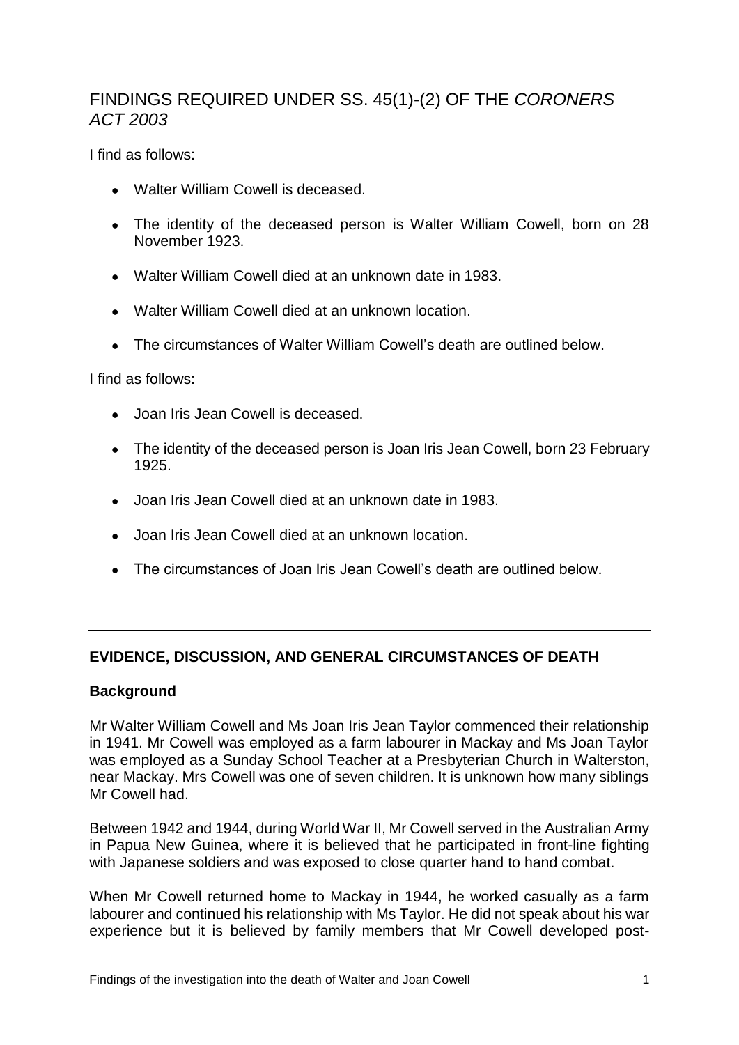# FINDINGS REQUIRED UNDER SS. 45(1)-(2) OF THE *CORONERS ACT 2003*

I find as follows:

- Walter William Cowell is deceased.
- The identity of the deceased person is Walter William Cowell, born on 28 November 1923.
- Walter William Cowell died at an unknown date in 1983.
- Walter William Cowell died at an unknown location.
- The circumstances of Walter William Cowell's death are outlined below.

I find as follows:

- Joan Iris Jean Cowell is deceased.
- The identity of the deceased person is Joan Iris Jean Cowell, born 23 February 1925.
- Joan Iris Jean Cowell died at an unknown date in 1983.
- Joan Iris Jean Cowell died at an unknown location.
- The circumstances of Joan Iris Jean Cowell's death are outlined below.

---

## EVIDENCE, DISCUSSION, AND GENERAL CIRCUMSTANCES OF DEATH

### Background

Mr Walter William Cowell and Ms Joan Iris Jean Taylor commenced their relationship in 1941. Mr Cowell was employed as a farm labourer in Mackay and Ms Joan Taylor was employed as a Sunday School Teacher at a Presbyterian Church in Walterston, near Mackay. Mrs Cowell was one of seven children. It is unknown how many siblings Mr Cowell had.

Between 1942 and 1944, during World War II, Mr Cowell served in the Australian Army in Papua New Guinea, where it is believed that he participated in front-line fighting with Japanese soldiers and was exposed to close quarter hand to hand combat.

When Mr Cowell returned home to Mackay in 1944, he worked casually as a farm labourer and continued his relationship with Ms Taylor. He did not speak about his war experience but it is believed by family members that Mr Cowell developed post-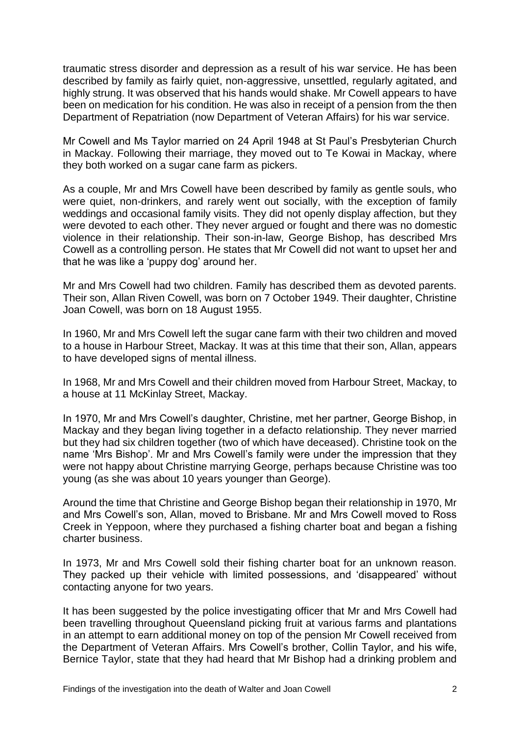traumatic stress disorder and depression as a result of his war service. He has been described by family as fairly quiet, non-aggressive, unsettled, regularly agitated, and highly strung. It was observed that his hands would shake. Mr Cowell appears to have been on medication for his condition. He was also in receipt of a pension from the then Department of Repatriation (now Department of Veteran Affairs) for his war service.

Mr Cowell and Ms Taylor married on 24 April 1948 at St Paul's Presbyterian Church in Mackay. Following their marriage, they moved out to Te Kowai in Mackay, where they both worked on a sugar cane farm as pickers.

As a couple, Mr and Mrs Cowell have been described by family as gentle souls, who were quiet, non-drinkers, and rarely went out socially, with the exception of family weddings and occasional family visits. They did not openly display affection, but they were devoted to each other. They never argued or fought and there was no domestic violence in their relationship. Their son-in-law, George Bishop, has described Mrs Cowell as a controlling person. He states that Mr Cowell did not want to upset her and that he was like a 'puppy dog' around her.

Mr and Mrs Cowell had two children. Family has described them as devoted parents. Their son, Allan Riven Cowell, was born on 7 October 1949. Their daughter, Christine Joan Cowell, was born on 18 August 1955.

In 1960, Mr and Mrs Cowell left the sugar cane farm with their two children and moved to a house in Harbour Street, Mackay. It was at this time that their son, Allan, appears to have developed signs of mental illness.

In 1968, Mr and Mrs Cowell and their children moved from Harbour Street, Mackay, to a house at 11 McKinlay Street, Mackay.

In 1970, Mr and Mrs Cowell's daughter, Christine, met her partner, George Bishop, in Mackay and they began living together in a defacto relationship. They never married but they had six children together (two of which have deceased). Christine took on the name 'Mrs Bishop'. Mr and Mrs Cowell's family were under the impression that they were not happy about Christine marrying George, perhaps because Christine was too young (as she was about 10 years younger than George).

Around the time that Christine and George Bishop began their relationship in 1970, Mr and Mrs Cowell's son, Allan, moved to Brisbane. Mr and Mrs Cowell moved to Ross Creek in Yeppoon, where they purchased a fishing charter boat and began a fishing charter business.

In 1973, Mr and Mrs Cowell sold their fishing charter boat for an unknown reason. They packed up their vehicle with limited possessions, and 'disappeared' without contacting anyone for two years.

It has been suggested by the police investigating officer that Mr and Mrs Cowell had been travelling throughout Queensland picking fruit at various farms and plantations in an attempt to earn additional money on top of the pension Mr Cowell received from the Department of Veteran Affairs. Mrs Cowell's brother, Collin Taylor, and his wife, Bernice Taylor, state that they had heard that Mr Bishop had a drinking problem and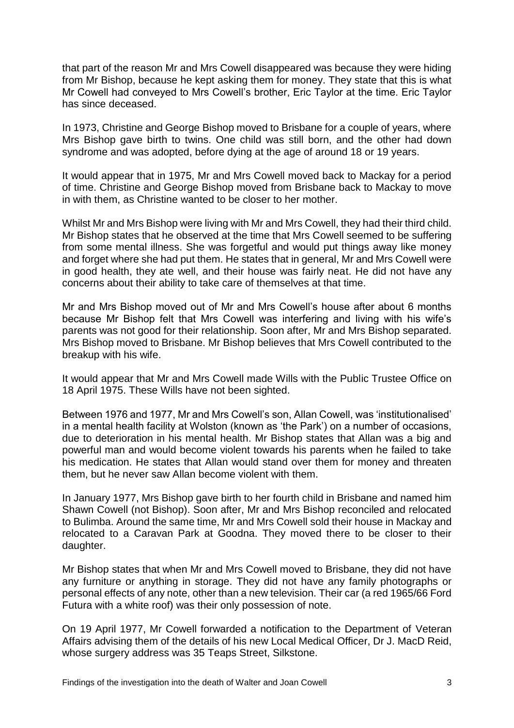that part of the reason Mr and Mrs Cowell disappeared was because they were hiding from Mr Bishop, because he kept asking them for money. They state that this is what Mr Cowell had conveyed to Mrs Cowell's brother, Eric Taylor at the time. Eric Taylor has since deceased.

In 1973, Christine and George Bishop moved to Brisbane for a couple of years, where Mrs Bishop gave birth to twins. One child was still born, and the other had down syndrome and was adopted, before dying at the age of around 18 or 19 years.

It would appear that in 1975, Mr and Mrs Cowell moved back to Mackay for a period of time. Christine and George Bishop moved from Brisbane back to Mackay to move in with them, as Christine wanted to be closer to her mother.

Whilst Mr and Mrs Bishop were living with Mr and Mrs Cowell, they had their third child. Mr Bishop states that he observed at the time that Mrs Cowell seemed to be suffering from some mental illness. She was forgetful and would put things away like money and forget where she had put them. He states that in general, Mr and Mrs Cowell were in good health, they ate well, and their house was fairly neat. He did not have any concerns about their ability to take care of themselves at that time.

Mr and Mrs Bishop moved out of Mr and Mrs Cowell's house after about 6 months because Mr Bishop felt that Mrs Cowell was interfering and living with his wife's parents was not good for their relationship. Soon after, Mr and Mrs Bishop separated. Mrs Bishop moved to Brisbane. Mr Bishop believes that Mrs Cowell contributed to the breakup with his wife.

It would appear that Mr and Mrs Cowell made Wills with the Public Trustee Office on 18 April 1975. These Wills have not been sighted.

Between 1976 and 1977, Mr and Mrs Cowell's son, Allan Cowell, was 'institutionalised' in a mental health facility at Wolston (known as 'the Park') on a number of occasions, due to deterioration in his mental health. Mr Bishop states that Allan was a big and powerful man and would become violent towards his parents when he failed to take his medication. He states that Allan would stand over them for money and threaten them, but he never saw Allan become violent with them.

In January 1977, Mrs Bishop gave birth to her fourth child in Brisbane and named him Shawn Cowell (not Bishop). Soon after, Mr and Mrs Bishop reconciled and relocated to Bulimba. Around the same time, Mr and Mrs Cowell sold their house in Mackay and relocated to a Caravan Park at Goodna. They moved there to be closer to their daughter.

Mr Bishop states that when Mr and Mrs Cowell moved to Brisbane, they did not have any furniture or anything in storage. They did not have any family photographs or personal effects of any note, other than a new television. Their car (a red 1965/66 Ford Futura with a white roof) was their only possession of note.

On 19 April 1977, Mr Cowell forwarded a notification to the Department of Veteran Affairs advising them of the details of his new Local Medical Officer, Dr J. MacD Reid, whose surgery address was 35 Teaps Street, Silkstone.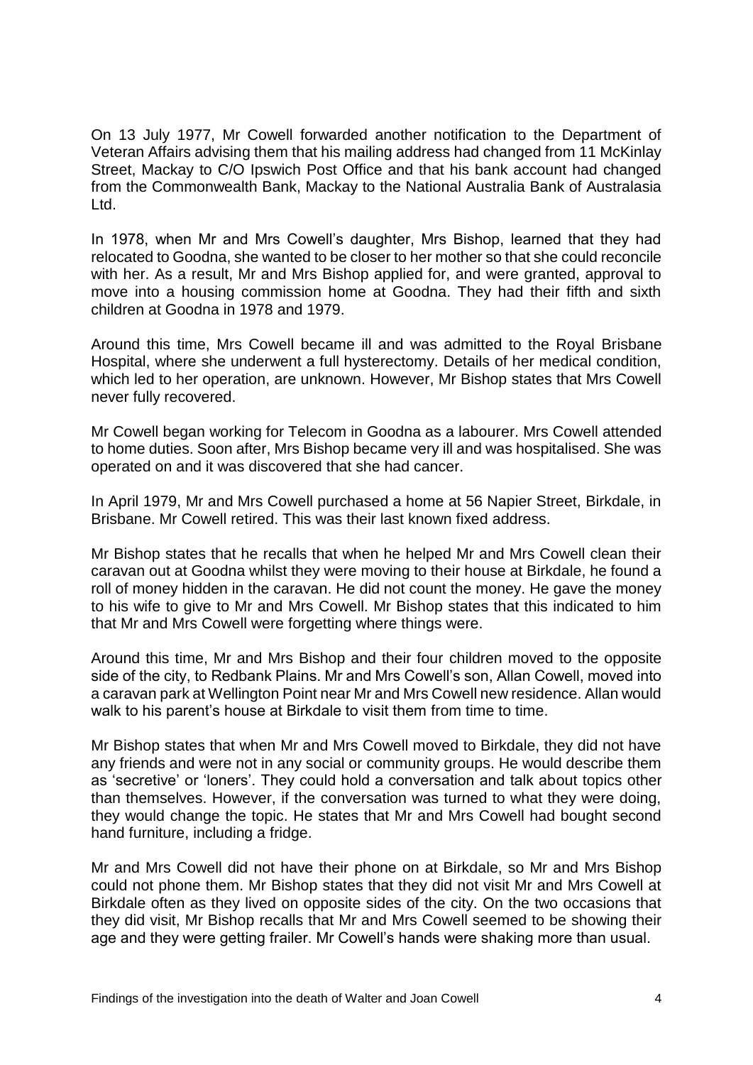On 13 July 1977, Mr Cowell forwarded another notification to the Department of Veteran Affairs advising them that his mailing address had changed from 11 McKinlay Street, Mackay to C/O Ipswich Post Office and that his bank account had changed from the Commonwealth Bank, Mackay to the National Australia Bank of Australasia Ltd.

In 1978, when Mr and Mrs Cowell's daughter, Mrs Bishop, learned that they had relocated to Goodna, she wanted to be closer to her mother so that she could reconcile with her. As a result, Mr and Mrs Bishop applied for, and were granted, approval to move into a housing commission home at Goodna. They had their fifth and sixth children at Goodna in 1978 and 1979.

Around this time, Mrs Cowell became ill and was admitted to the Royal Brisbane Hospital, where she underwent a full hysterectomy. Details of her medical condition, which led to her operation, are unknown. However, Mr Bishop states that Mrs Cowell never fully recovered.

Mr Cowell began working for Telecom in Goodna as a labourer. Mrs Cowell attended to home duties. Soon after, Mrs Bishop became very ill and was hospitalised. She was operated on and it was discovered that she had cancer.

In April 1979, Mr and Mrs Cowell purchased a home at 56 Napier Street, Birkdale, in Brisbane. Mr Cowell retired. This was their last known fixed address.

Mr Bishop states that he recalls that when he helped Mr and Mrs Cowell clean their caravan out at Goodna whilst they were moving to their house at Birkdale, he found a roll of money hidden in the caravan. He did not count the money. He gave the money to his wife to give to Mr and Mrs Cowell. Mr Bishop states that this indicated to him that Mr and Mrs Cowell were forgetting where things were.

Around this time, Mr and Mrs Bishop and their four children moved to the opposite side of the city, to Redbank Plains. Mr and Mrs Cowell's son, Allan Cowell, moved into a caravan park at Wellington Point near Mr and Mrs Cowell new residence. Allan would walk to his parent's house at Birkdale to visit them from time to time.

Mr Bishop states that when Mr and Mrs Cowell moved to Birkdale, they did not have any friends and were not in any social or community groups. He would describe them as 'secretive' or 'loners'. They could hold a conversation and talk about topics other than themselves. However, if the conversation was turned to what they were doing, they would change the topic. He states that Mr and Mrs Cowell had bought second hand furniture, including a fridge.

Mr and Mrs Cowell did not have their phone on at Birkdale, so Mr and Mrs Bishop could not phone them. Mr Bishop states that they did not visit Mr and Mrs Cowell at Birkdale often as they lived on opposite sides of the city. On the two occasions that they did visit, Mr Bishop recalls that Mr and Mrs Cowell seemed to be showing their age and they were getting frailer. Mr Cowell's hands were shaking more than usual.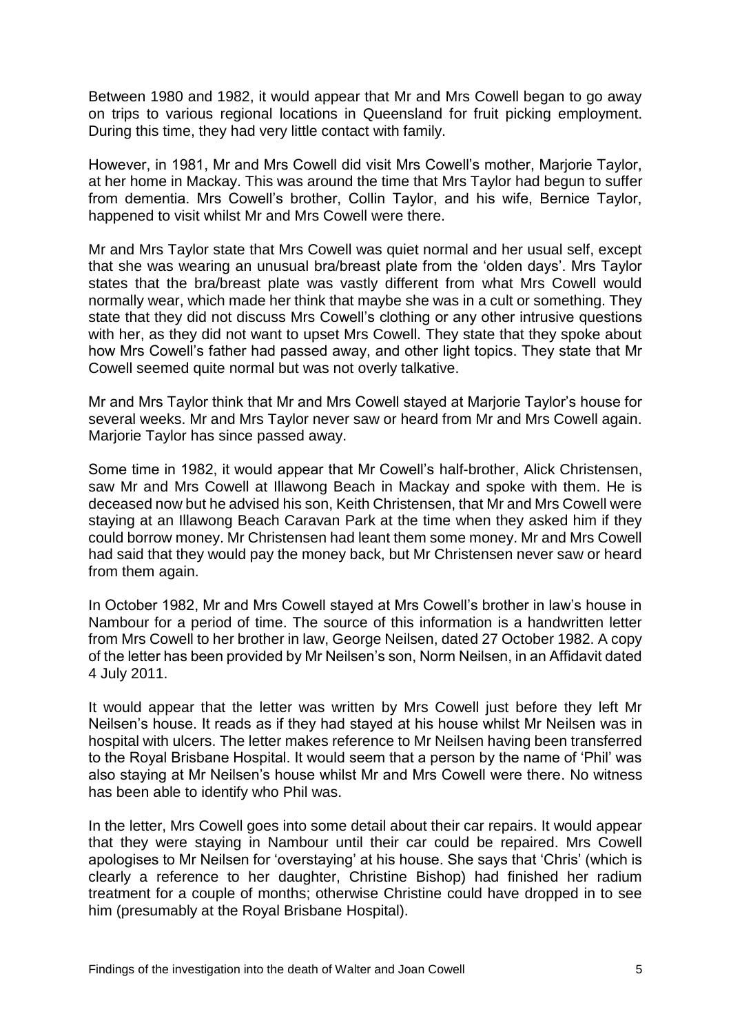Between 1980 and 1982, it would appear that Mr and Mrs Cowell began to go away on trips to various regional locations in Queensland for fruit picking employment. During this time, they had very little contact with family.

However, in 1981, Mr and Mrs Cowell did visit Mrs Cowell's mother, Marjorie Taylor, at her home in Mackay. This was around the time that Mrs Taylor had begun to suffer from dementia. Mrs Cowell's brother, Collin Taylor, and his wife, Bernice Taylor, happened to visit whilst Mr and Mrs Cowell were there.

Mr and Mrs Taylor state that Mrs Cowell was quiet normal and her usual self, except that she was wearing an unusual bra/breast plate from the 'olden days'. Mrs Taylor states that the bra/breast plate was vastly different from what Mrs Cowell would normally wear, which made her think that maybe she was in a cult or something. They state that they did not discuss Mrs Cowell's clothing or any other intrusive questions with her, as they did not want to upset Mrs Cowell. They state that they spoke about how Mrs Cowell's father had passed away, and other light topics. They state that Mr Cowell seemed quite normal but was not overly talkative.

Mr and Mrs Taylor think that Mr and Mrs Cowell stayed at Marjorie Taylor's house for several weeks. Mr and Mrs Taylor never saw or heard from Mr and Mrs Cowell again. Marjorie Taylor has since passed away.

Some time in 1982, it would appear that Mr Cowell's half-brother, Alick Christensen, saw Mr and Mrs Cowell at Illawong Beach in Mackay and spoke with them. He is deceased now but he advised his son, Keith Christensen, that Mr and Mrs Cowell were staying at an Illawong Beach Caravan Park at the time when they asked him if they could borrow money. Mr Christensen had leant them some money. Mr and Mrs Cowell had said that they would pay the money back, but Mr Christensen never saw or heard from them again.

In October 1982, Mr and Mrs Cowell stayed at Mrs Cowell's brother in law's house in Nambour for a period of time. The source of this information is a handwritten letter from Mrs Cowell to her brother in law, George Neilsen, dated 27 October 1982. A copy of the letter has been provided by Mr Neilsen's son, Norm Neilsen, in an Affidavit dated 4 July 2011.

It would appear that the letter was written by Mrs Cowell just before they left Mr Neilsen's house. It reads as if they had stayed at his house whilst Mr Neilsen was in hospital with ulcers. The letter makes reference to Mr Neilsen having been transferred to the Royal Brisbane Hospital. It would seem that a person by the name of 'Phil' was also staying at Mr Neilsen's house whilst Mr and Mrs Cowell were there. No witness has been able to identify who Phil was.

In the letter, Mrs Cowell goes into some detail about their car repairs. It would appear that they were staying in Nambour until their car could be repaired. Mrs Cowell apologises to Mr Neilsen for 'overstaying' at his house. She says that 'Chris' (which is clearly a reference to her daughter, Christine Bishop) had finished her radium treatment for a couple of months; otherwise Christine could have dropped in to see him (presumably at the Royal Brisbane Hospital).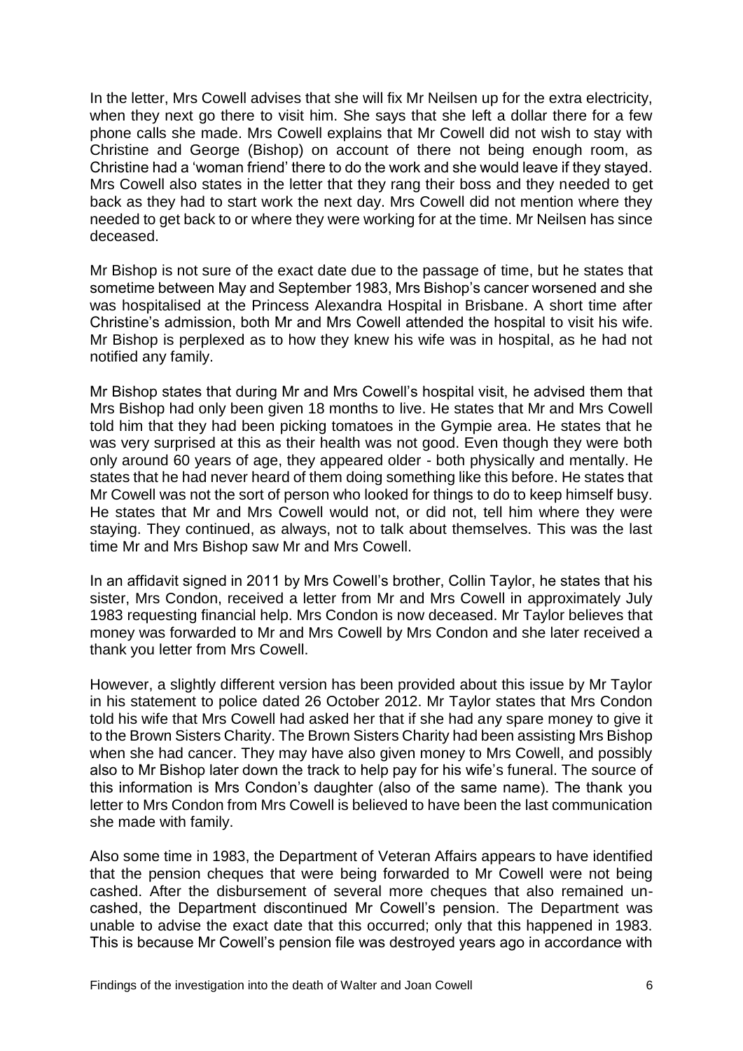In the letter, Mrs Cowell advises that she will fix Mr Neilsen up for the extra electricity, when they next go there to visit him. She says that she left a dollar there for a few phone calls she made. Mrs Cowell explains that Mr Cowell did not wish to stay with Christine and George (Bishop) on account of there not being enough room, as Christine had a 'woman friend' there to do the work and she would leave if they stayed. Mrs Cowell also states in the letter that they rang their boss and they needed to get back as they had to start work the next day. Mrs Cowell did not mention where they needed to get back to or where they were working for at the time. Mr Neilsen has since deceased.

Mr Bishop is not sure of the exact date due to the passage of time, but he states that sometime between May and September 1983, Mrs Bishop's cancer worsened and she was hospitalised at the Princess Alexandra Hospital in Brisbane. A short time after Christine's admission, both Mr and Mrs Cowell attended the hospital to visit his wife. Mr Bishop is perplexed as to how they knew his wife was in hospital, as he had not notified any family.

Mr Bishop states that during Mr and Mrs Cowell's hospital visit, he advised them that Mrs Bishop had only been given 18 months to live. He states that Mr and Mrs Cowell told him that they had been picking tomatoes in the Gympie area. He states that he was very surprised at this as their health was not good. Even though they were both only around 60 years of age, they appeared older - both physically and mentally. He states that he had never heard of them doing something like this before. He states that Mr Cowell was not the sort of person who looked for things to do to keep himself busy. He states that Mr and Mrs Cowell would not, or did not, tell him where they were staying. They continued, as always, not to talk about themselves. This was the last time Mr and Mrs Bishop saw Mr and Mrs Cowell.

In an affidavit signed in 2011 by Mrs Cowell's brother, Collin Taylor, he states that his sister, Mrs Condon, received a letter from Mr and Mrs Cowell in approximately July 1983 requesting financial help. Mrs Condon is now deceased. Mr Taylor believes that money was forwarded to Mr and Mrs Cowell by Mrs Condon and she later received a thank you letter from Mrs Cowell.

However, a slightly different version has been provided about this issue by Mr Taylor in his statement to police dated 26 October 2012. Mr Taylor states that Mrs Condon told his wife that Mrs Cowell had asked her that if she had any spare money to give it to the Brown Sisters Charity. The Brown Sisters Charity had been assisting Mrs Bishop when she had cancer. They may have also given money to Mrs Cowell, and possibly also to Mr Bishop later down the track to help pay for his wife's funeral. The source of this information is Mrs Condon's daughter (also of the same name). The thank you letter to Mrs Condon from Mrs Cowell is believed to have been the last communication she made with family.

Also some time in 1983, the Department of Veteran Affairs appears to have identified that the pension cheques that were being forwarded to Mr Cowell were not being cashed. After the disbursement of several more cheques that also remained un-cashed, the Department discontinued Mr Cowell's pension. The Department was unable to advise the exact date that this occurred; only that this happened in 1983. This is because Mr Cowell's pension file was destroyed years ago in accordance with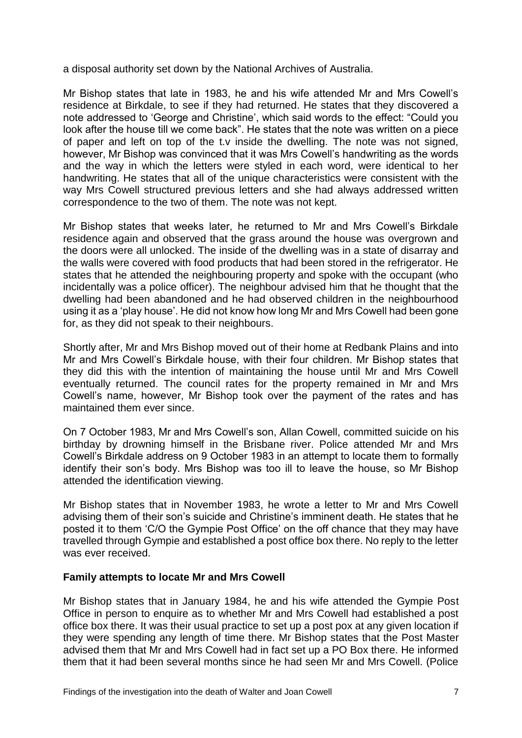a disposal authority set down by the National Archives of Australia.

Mr Bishop states that late in 1983, he and his wife attended Mr and Mrs Cowell's residence at Birkdale, to see if they had returned. He states that they discovered a note addressed to 'George and Christine', which said words to the effect: "Could you look after the house till we come back". He states that the note was written on a piece of paper and left on top of the t.v inside the dwelling. The note was not signed, however, Mr Bishop was convinced that it was Mrs Cowell's handwriting as the words and the way in which the letters were styled in each word, were identical to her handwriting. He states that all of the unique characteristics were consistent with the way Mrs Cowell structured previous letters and she had always addressed written correspondence to the two of them. The note was not kept.

Mr Bishop states that weeks later, he returned to Mr and Mrs Cowell's Birkdale residence again and observed that the grass around the house was overgrown and the doors were all unlocked. The inside of the dwelling was in a state of disarray and the walls were covered with food products that had been stored in the refrigerator. He states that he attended the neighbouring property and spoke with the occupant (who incidentally was a police officer). The neighbour advised him that he thought that the dwelling had been abandoned and he had observed children in the neighbourhood using it as a 'play house'. He did not know how long Mr and Mrs Cowell had been gone for, as they did not speak to their neighbours.

Shortly after, Mr and Mrs Bishop moved out of their home at Redbank Plains and into Mr and Mrs Cowell's Birkdale house, with their four children. Mr Bishop states that they did this with the intention of maintaining the house until Mr and Mrs Cowell eventually returned. The council rates for the property remained in Mr and Mrs Cowell's name, however, Mr Bishop took over the payment of the rates and has maintained them ever since.

On 7 October 1983, Mr and Mrs Cowell's son, Allan Cowell, committed suicide on his birthday by drowning himself in the Brisbane river. Police attended Mr and Mrs Cowell's Birkdale address on 9 October 1983 in an attempt to locate them to formally identify their son's body. Mrs Bishop was too ill to leave the house, so Mr Bishop attended the identification viewing.

Mr Bishop states that in November 1983, he wrote a letter to Mr and Mrs Cowell advising them of their son's suicide and Christine's imminent death. He states that he posted it to them 'C/O the Gympie Post Office' on the off chance that they may have travelled through Gympie and established a post office box there. No reply to the letter was ever received.

**Family attempts to locate Mr and Mrs Cowell**

Mr Bishop states that in January 1984, he and his wife attended the Gympie Post Office in person to enquire as to whether Mr and Mrs Cowell had established a post office box there. It was their usual practice to set up a post pox at any given location if they were spending any length of time there. Mr Bishop states that the Post Master advised them that Mr and Mrs Cowell had in fact set up a PO Box there. He informed them that it had been several months since he had seen Mr and Mrs Cowell. (Police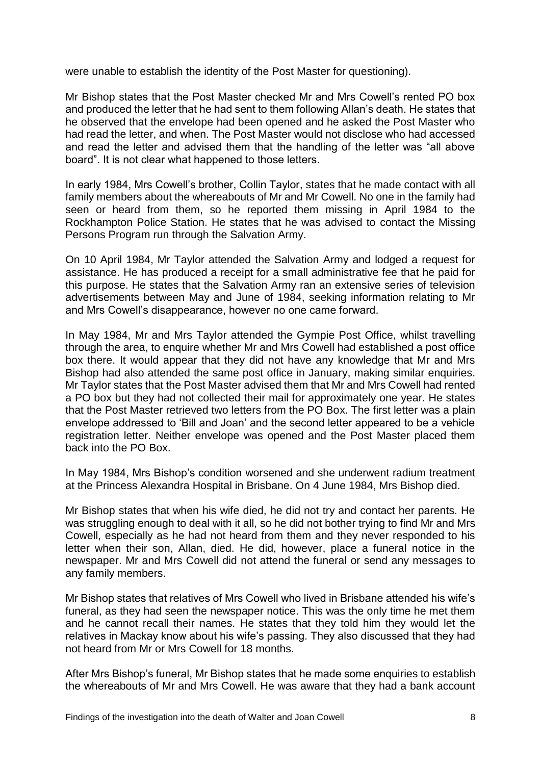were unable to establish the identity of the Post Master for questioning).

Mr Bishop states that the Post Master checked Mr and Mrs Cowell's rented PO box and produced the letter that he had sent to them following Allan's death. He states that he observed that the envelope had been opened and he asked the Post Master who had read the letter, and when. The Post Master would not disclose who had accessed and read the letter and advised them that the handling of the letter was "all above board". It is not clear what happened to those letters.

In early 1984, Mrs Cowell's brother, Collin Taylor, states that he made contact with all family members about the whereabouts of Mr and Mr Cowell. No one in the family had seen or heard from them, so he reported them missing in April 1984 to the Rockhampton Police Station. He states that he was advised to contact the Missing Persons Program run through the Salvation Army.

On 10 April 1984, Mr Taylor attended the Salvation Army and lodged a request for assistance. He has produced a receipt for a small administrative fee that he paid for this purpose. He states that the Salvation Army ran an extensive series of television advertisements between May and June of 1984, seeking information relating to Mr and Mrs Cowell's disappearance, however no one came forward.

In May 1984, Mr and Mrs Taylor attended the Gympie Post Office, whilst travelling through the area, to enquire whether Mr and Mrs Cowell had established a post office box there. It would appear that they did not have any knowledge that Mr and Mrs Bishop had also attended the same post office in January, making similar enquiries. Mr Taylor states that the Post Master advised them that Mr and Mrs Cowell had rented a PO box but they had not collected their mail for approximately one year. He states that the Post Master retrieved two letters from the PO Box. The first letter was a plain envelope addressed to 'Bill and Joan' and the second letter appeared to be a vehicle registration letter. Neither envelope was opened and the Post Master placed them back into the PO Box.

In May 1984, Mrs Bishop's condition worsened and she underwent radium treatment at the Princess Alexandra Hospital in Brisbane. On 4 June 1984, Mrs Bishop died.

Mr Bishop states that when his wife died, he did not try and contact her parents. He was struggling enough to deal with it all, so he did not bother trying to find Mr and Mrs Cowell, especially as he had not heard from them and they never responded to his letter when their son, Allan, died. He did, however, place a funeral notice in the newspaper. Mr and Mrs Cowell did not attend the funeral or send any messages to any family members.

Mr Bishop states that relatives of Mrs Cowell who lived in Brisbane attended his wife's funeral, as they had seen the newspaper notice. This was the only time he met them and he cannot recall their names. He states that they told him they would let the relatives in Mackay know about his wife's passing. They also discussed that they had not heard from Mr or Mrs Cowell for 18 months.

After Mrs Bishop's funeral, Mr Bishop states that he made some enquiries to establish the whereabouts of Mr and Mrs Cowell. He was aware that they had a bank account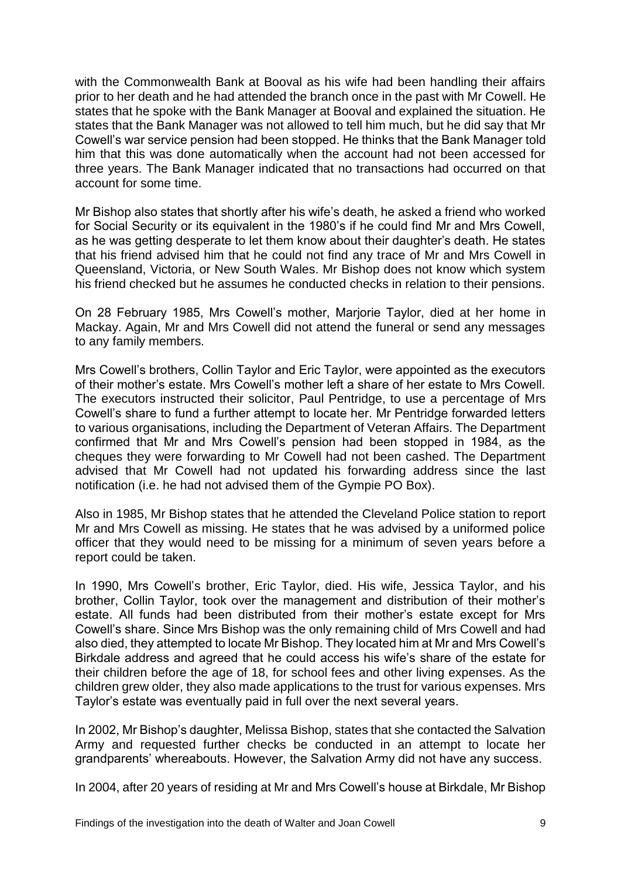with the Commonwealth Bank at Booval as his wife had been handling their affairs prior to her death and he had attended the branch once in the past with Mr Cowell. He states that he spoke with the Bank Manager at Booval and explained the situation. He states that the Bank Manager was not allowed to tell him much, but he did say that Mr Cowell's war service pension had been stopped. He thinks that the Bank Manager told him that this was done automatically when the account had not been accessed for three years. The Bank Manager indicated that no transactions had occurred on that account for some time.

Mr Bishop also states that shortly after his wife's death, he asked a friend who worked for Social Security or its equivalent in the 1980's if he could find Mr and Mrs Cowell, as he was getting desperate to let them know about their daughter's death. He states that his friend advised him that he could not find any trace of Mr and Mrs Cowell in Queensland, Victoria, or New South Wales. Mr Bishop does not know which system his friend checked but he assumes he conducted checks in relation to their pensions.

On 28 February 1985, Mrs Cowell's mother, Marjorie Taylor, died at her home in Mackay. Again, Mr and Mrs Cowell did not attend the funeral or send any messages to any family members.

Mrs Cowell's brothers, Collin Taylor and Eric Taylor, were appointed as the executors of their mother's estate. Mrs Cowell's mother left a share of her estate to Mrs Cowell. The executors instructed their solicitor, Paul Pentridge, to use a percentage of Mrs Cowell's share to fund a further attempt to locate her. Mr Pentridge forwarded letters to various organisations, including the Department of Veteran Affairs. The Department confirmed that Mr and Mrs Cowell's pension had been stopped in 1984, as the cheques they were forwarding to Mr Cowell had not been cashed. The Department advised that Mr Cowell had not updated his forwarding address since the last notification (i.e. he had not advised them of the Gympie PO Box).

Also in 1985, Mr Bishop states that he attended the Cleveland Police station to report Mr and Mrs Cowell as missing. He states that he was advised by a uniformed police officer that they would need to be missing for a minimum of seven years before a report could be taken.

In 1990, Mrs Cowell's brother, Eric Taylor, died. His wife, Jessica Taylor, and his brother, Collin Taylor, took over the management and distribution of their mother's estate. All funds had been distributed from their mother's estate except for Mrs Cowell's share. Since Mrs Bishop was the only remaining child of Mrs Cowell and had also died, they attempted to locate Mr Bishop. They located him at Mr and Mrs Cowell's Birkdale address and agreed that he could access his wife's share of the estate for their children before the age of 18, for school fees and other living expenses. As the children grew older, they also made applications to the trust for various expenses. Mrs Taylor's estate was eventually paid in full over the next several years.

In 2002, Mr Bishop's daughter, Melissa Bishop, states that she contacted the Salvation Army and requested further checks be conducted in an attempt to locate her grandparents' whereabouts. However, the Salvation Army did not have any success.

In 2004, after 20 years of residing at Mr and Mrs Cowell's house at Birkdale, Mr Bishop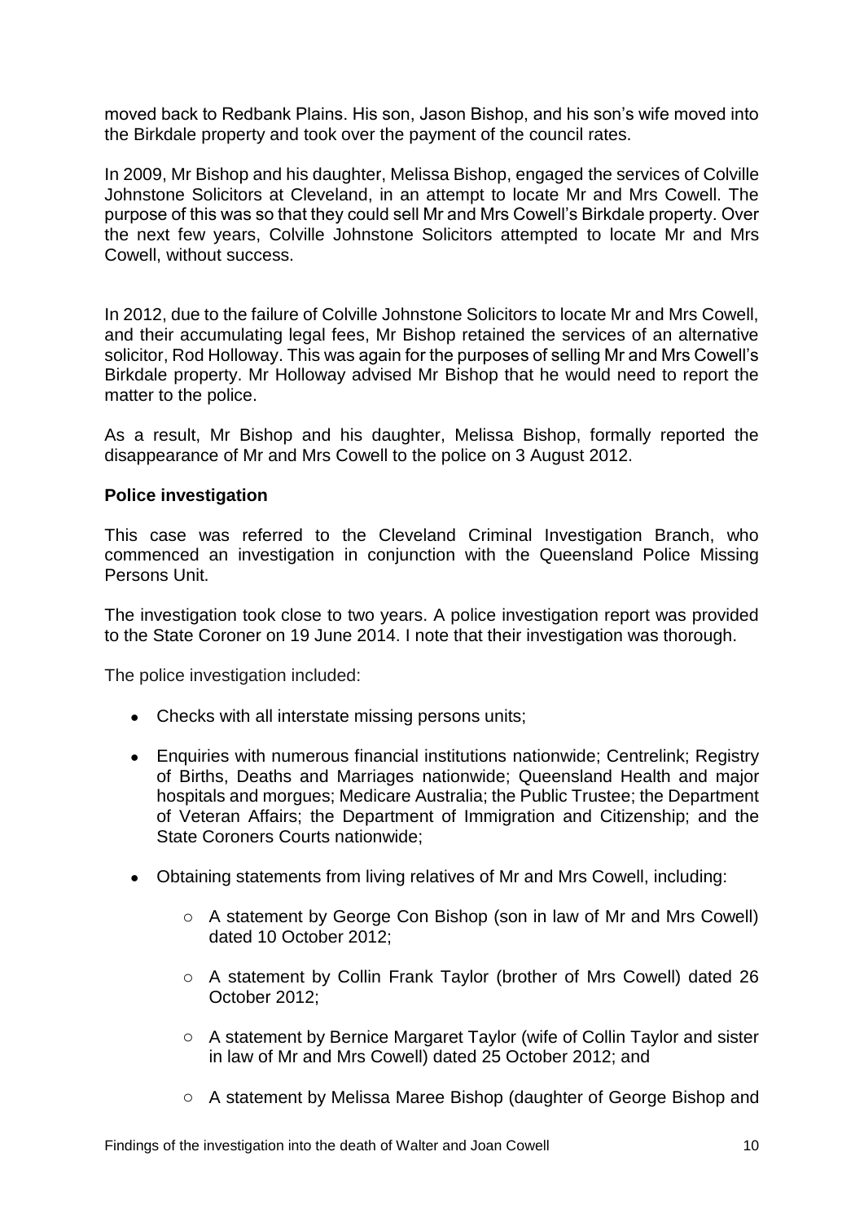moved back to Redbank Plains. His son, Jason Bishop, and his son's wife moved into the Birkdale property and took over the payment of the council rates.

In 2009, Mr Bishop and his daughter, Melissa Bishop, engaged the services of Colville Johnstone Solicitors at Cleveland, in an attempt to locate Mr and Mrs Cowell. The purpose of this was so that they could sell Mr and Mrs Cowell's Birkdale property. Over the next few years, Colville Johnstone Solicitors attempted to locate Mr and Mrs Cowell, without success.

In 2012, due to the failure of Colville Johnstone Solicitors to locate Mr and Mrs Cowell, and their accumulating legal fees, Mr Bishop retained the services of an alternative solicitor, Rod Holloway. This was again for the purposes of selling Mr and Mrs Cowell's Birkdale property. Mr Holloway advised Mr Bishop that he would need to report the matter to the police.

As a result, Mr Bishop and his daughter, Melissa Bishop, formally reported the disappearance of Mr and Mrs Cowell to the police on 3 August 2012.

**Police investigation**

This case was referred to the Cleveland Criminal Investigation Branch, who commenced an investigation in conjunction with the Queensland Police Missing Persons Unit.

The investigation took close to two years. A police investigation report was provided to the State Coroner on 19 June 2014. I note that their investigation was thorough.

The police investigation included:

- Checks with all interstate missing persons units;
- Enquiries with numerous financial institutions nationwide; Centrelink; Registry of Births, Deaths and Marriages nationwide; Queensland Health and major hospitals and morgues; Medicare Australia; the Public Trustee; the Department of Veteran Affairs; the Department of Immigration and Citizenship; and the State Coroners Courts nationwide;
- Obtaining statements from living relatives of Mr and Mrs Cowell, including:
  - A statement by George Con Bishop (son in law of Mr and Mrs Cowell) dated 10 October 2012;
  - A statement by Collin Frank Taylor (brother of Mrs Cowell) dated 26 October 2012;
  - A statement by Bernice Margaret Taylor (wife of Collin Taylor and sister in law of Mr and Mrs Cowell) dated 25 October 2012; and
  - A statement by Melissa Maree Bishop (daughter of George Bishop and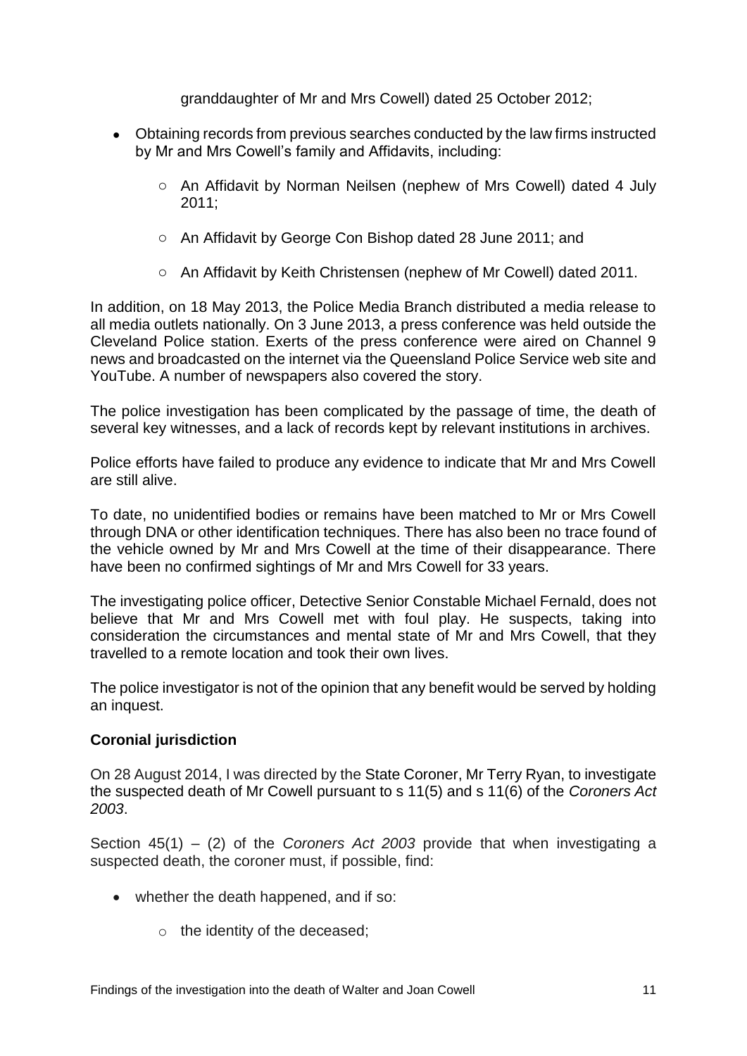granddaughter of Mr and Mrs Cowell) dated 25 October 2012;

- Obtaining records from previous searches conducted by the law firms instructed by Mr and Mrs Cowell's family and Affidavits, including:
    - An Affidavit by Norman Neilsen (nephew of Mrs Cowell) dated 4 July 2011;
    - An Affidavit by George Con Bishop dated 28 June 2011; and
    - An Affidavit by Keith Christensen (nephew of Mr Cowell) dated 2011.

In addition, on 18 May 2013, the Police Media Branch distributed a media release to all media outlets nationally. On 3 June 2013, a press conference was held outside the Cleveland Police station. Exerts of the press conference were aired on Channel 9 news and broadcasted on the internet via the Queensland Police Service web site and YouTube. A number of newspapers also covered the story.

The police investigation has been complicated by the passage of time, the death of several key witnesses, and a lack of records kept by relevant institutions in archives.

Police efforts have failed to produce any evidence to indicate that Mr and Mrs Cowell are still alive.

To date, no unidentified bodies or remains have been matched to Mr or Mrs Cowell through DNA or other identification techniques. There has also been no trace found of the vehicle owned by Mr and Mrs Cowell at the time of their disappearance. There have been no confirmed sightings of Mr and Mrs Cowell for 33 years.

The investigating police officer, Detective Senior Constable Michael Fernald, does not believe that Mr and Mrs Cowell met with foul play. He suspects, taking into consideration the circumstances and mental state of Mr and Mrs Cowell, that they travelled to a remote location and took their own lives.

The police investigator is not of the opinion that any benefit would be served by holding an inquest.

**Coronial jurisdiction**

On 28 August 2014, I was directed by the State Coroner, Mr Terry Ryan, to investigate the suspected death of Mr Cowell pursuant to s 11(5) and s 11(6) of the *Coroners Act 2003*.

Section 45(1) – (2) of the *Coroners Act 2003* provide that when investigating a suspected death, the coroner must, if possible, find:

- whether the death happened, and if so:
    - the identity of the deceased;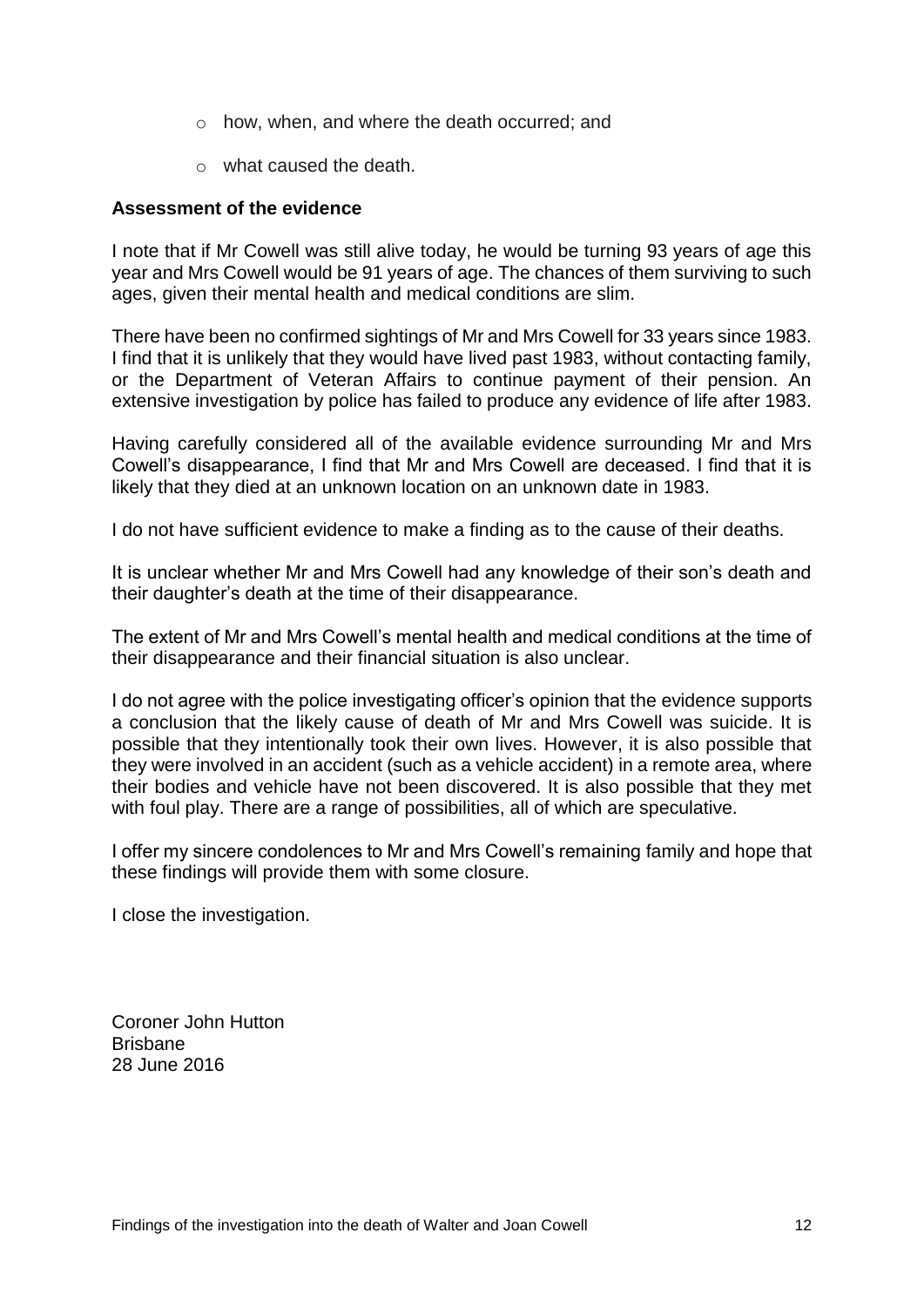- how, when, and where the death occurred; and
- what caused the death.

**Assessment of the evidence**

I note that if Mr Cowell was still alive today, he would be turning 93 years of age this year and Mrs Cowell would be 91 years of age. The chances of them surviving to such ages, given their mental health and medical conditions are slim.

There have been no confirmed sightings of Mr and Mrs Cowell for 33 years since 1983. I find that it is unlikely that they would have lived past 1983, without contacting family, or the Department of Veteran Affairs to continue payment of their pension. An extensive investigation by police has failed to produce any evidence of life after 1983.

Having carefully considered all of the available evidence surrounding Mr and Mrs Cowell's disappearance, I find that Mr and Mrs Cowell are deceased. I find that it is likely that they died at an unknown location on an unknown date in 1983.

I do not have sufficient evidence to make a finding as to the cause of their deaths.

It is unclear whether Mr and Mrs Cowell had any knowledge of their son's death and their daughter's death at the time of their disappearance.

The extent of Mr and Mrs Cowell's mental health and medical conditions at the time of their disappearance and their financial situation is also unclear.

I do not agree with the police investigating officer's opinion that the evidence supports a conclusion that the likely cause of death of Mr and Mrs Cowell was suicide. It is possible that they intentionally took their own lives. However, it is also possible that they were involved in an accident (such as a vehicle accident) in a remote area, where their bodies and vehicle have not been discovered. It is also possible that they met with foul play. There are a range of possibilities, all of which are speculative.

I offer my sincere condolences to Mr and Mrs Cowell's remaining family and hope that these findings will provide them with some closure.

I close the investigation.

Coroner John Hutton
Brisbane
28 June 2016